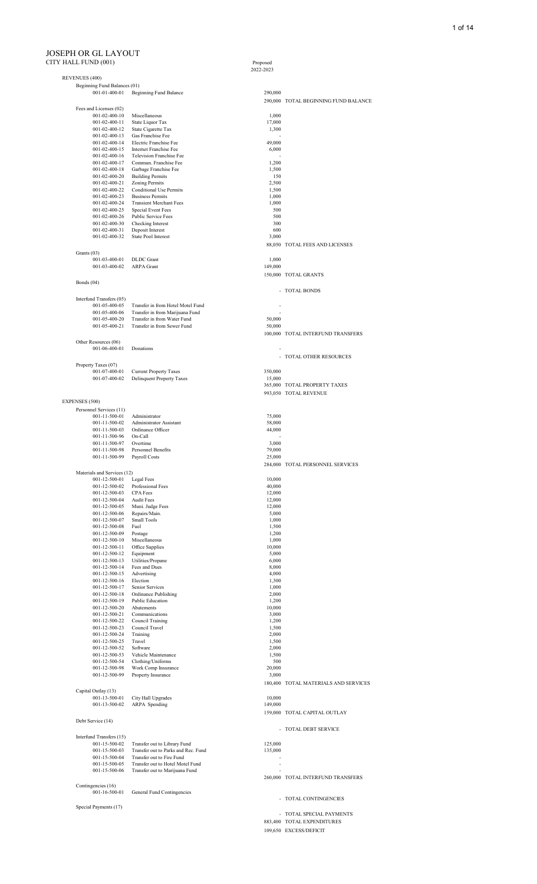# JOSEPH OR GL LAYOUT

## CITY HALL FUND (001)

| Account | Description | Proposed 2022-2023 | |
|---|---|---|---|
| **REVENUES (400)** | | | |
| Beginning Fund Balances (01) | | | |
| 001-01-400-01 | Beginning Fund Balance | 290,000 | |
| | | 290,000 | TOTAL BEGINNING FUND BALANCE |
| Fees and Licenses (02) | | | |
| 001-02-400-10 | Miscellaneous | 1,000 | |
| 001-02-400-11 | State Liquor Tax | 17,000 | |
| 001-02-400-12 | State Cigarette Tax | 1,300 | |
| 001-02-400-13 | Gas Franchise Fee | - | |
| 001-02-400-14 | Electric Franchise Fee | 49,000 | |
| 001-02-400-15 | Internet Franchise Fee | 6,000 | |
| 001-02-400-16 | Television Franchise Fee | - | |
| 001-02-400-17 | Commun. Franchise Fee | 1,200 | |
| 001-02-400-18 | Garbage Franchise Fee | 1,500 | |
| 001-02-400-20 | Building Permits | 150 | |
| 001-02-400-21 | Zoning Permits | 2,500 | |
| 001-02-400-22 | Conditional Use Permits | 1,500 | |
| 001-02-400-23 | Business Permits | 1,000 | |
| 001-02-400-24 | Transient Merchant Fees | 1,000 | |
| 001-02-400-25 | Special Event Fees | 500 | |
| 001-02-400-26 | Public Service Fees | 500 | |
| 001-02-400-30 | Checking Interest | 300 | |
| 001-02-400-31 | Deposit Interest | 600 | |
| 001-02-400-32 | State Pool Interest | 3,000 | |
| | | 88,050 | TOTAL FEES AND LICENSES |
| Grants (03) | | | |
| 001-03-400-01 | DLDC Grant | 1,000 | |
| 001-03-400-02 | ARPA Grant | 149,000 | |
| | | 150,000 | TOTAL GRANTS |
| Bonds (04) | | | |
| | | - | TOTAL BONDS |
| Interfund Transfers (05) | | | |
| 001-05-400-05 | Transfer in from Hotel Motel Fund | - | |
| 001-05-400-06 | Transfer in from Marijuana Fund | - | |
| 001-05-400-20 | Transfer in from Water Fund | 50,000 | |
| 001-05-400-21 | Transfer in from Sewer Fund | 50,000 | |
| | | 100,000 | TOTAL INTERFUND TRANSFERS |
| Other Resources (06) | | | |
| 001-06-400-01 | Donations | - | |
| | | - | TOTAL OTHER RESOURCES |
| Property Taxes (07) | | | |
| 001-07-400-01 | Current Property Taxes | 350,000 | |
| 001-07-400-02 | Delinquent Property Taxes | 15,000 | |
| | | 365,000 | TOTAL PROPERTY TAXES |
| | | 993,050 | TOTAL REVENUE |
| **EXPENSES (500)** | | | |
| Personnel Services (11) | | | |
| 001-11-500-01 | Administrator | 75,000 | |
| 001-11-500-02 | Administrator Assistant | 58,000 | |
| 001-11-500-03 | Ordinance Officer | 44,000 | |
| 001-11-500-96 | On-Call | - | |
| 001-11-500-97 | Overtime | 3,000 | |
| 001-11-500-98 | Personnel Benefits | 79,000 | |
| 001-11-500-99 | Payroll Costs | 25,000 | |
| | | 284,000 | TOTAL PERSONNEL SERVICES |
| Materials and Services (12) | | | |
| 001-12-500-01 | Legal Fees | 10,000 | |
| 001-12-500-02 | Professional Fees | 40,000 | |
| 001-12-500-03 | CPA Fees | 12,000 | |
| 001-12-500-04 | Audit Fees | 12,000 | |
| 001-12-500-05 | Muni. Judge Fees | 12,000 | |
| 001-12-500-06 | Repairs/Main. | 5,000 | |
| 001-12-500-07 | Small Tools | 1,000 | |
| 001-12-500-08 | Fuel | 1,500 | |
| 001-12-500-09 | Postage | 1,200 | |
| 001-12-500-10 | Miscellaneous | 1,000 | |
| 001-12-500-11 | Office Supplies | 10,000 | |
| 001-12-500-12 | Equipment | 5,000 | |
| 001-12-500-13 | Utilities/Propane | 6,000 | |
| 001-12-500-14 | Fees and Dues | 8,000 | |
| 001-12-500-15 | Advertising | 4,000 | |
| 001-12-500-16 | Election | 1,300 | |
| 001-12-500-17 | Senior Services | 1,000 | |
| 001-12-500-18 | Ordinance Publishing | 2,000 | |
| 001-12-500-19 | Public Education | 1,200 | |
| 001-12-500-20 | Abatements | 10,000 | |
| 001-12-500-21 | Communications | 3,000 | |
| 001-12-500-22 | Council Training | 1,200 | |
| 001-12-500-23 | Council Travel | 1,500 | |
| 001-12-500-24 | Training | 2,000 | |
| 001-12-500-25 | Travel | 1,500 | |
| 001-12-500-52 | Software | 2,000 | |
| 001-12-500-53 | Vehicle Maintenance | 1,500 | |
| 001-12-500-54 | Clothing/Uniforms | 500 | |
| 001-12-500-98 | Work Comp Insurance | 20,000 | |
| 001-12-500-99 | Property Insurance | 3,000 | |
| | | 180,400 | TOTAL MATERIALS AND SERVICES |
| Capital Outlay (13) | | | |
| 001-13-500-01 | City Hall Upgrades | 10,000 | |
| 001-13-500-02 | ARPA Spending | 149,000 | |
| | | 159,000 | TOTAL CAPITAL OUTLAY |
| Debt Service (14) | | | |
| | | - | TOTAL DEBT SERVICE |
| Interfund Transfers (15) | | | |
| 001-15-500-02 | Transfer out to Library Fund | 125,000 | |
| 001-15-500-03 | Transfer out to Parks and Rec. Fund | 135,000 | |
| 001-15-500-04 | Transfer out to Fire Fund | - | |
| 001-15-500-05 | Transfer out to Hotel Motel Fund | - | |
| 001-15-500-06 | Transfer out to Marijuana Fund | - | |
| | | 260,000 | TOTAL INTERFUND TRANSFERS |
| Contingencies (16) | | | |
| 001-16-500-01 | General Fund Contingencies | | |
| | | - | TOTAL CONTINGENCIES |
| Special Payments (17) | | | |
| | | - | TOTAL SPECIAL PAYMENTS |
| | | 883,400 | TOTAL EXPENDITURES |
| | | 109,650 | EXCESS/DEFICIT |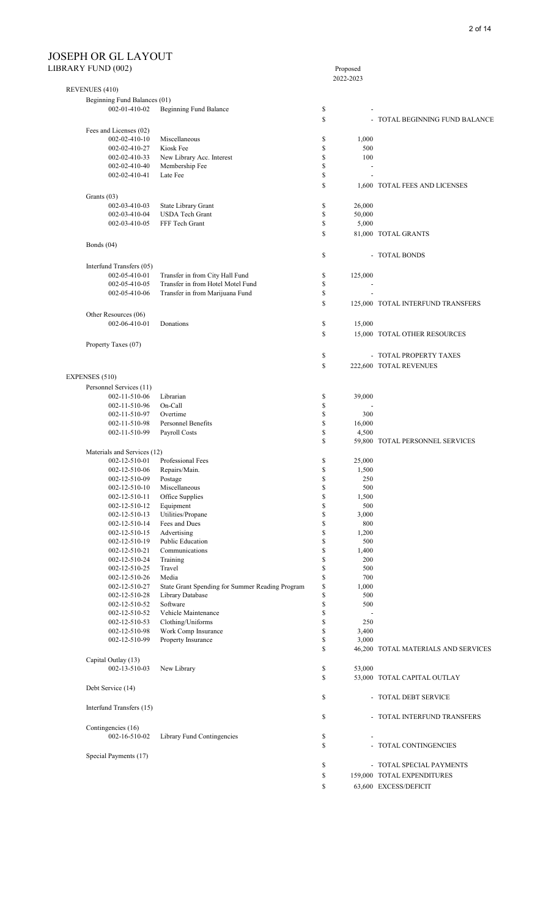# JOSEPH OR GL LAYOUT

## LIBRARY FUND (002)

| Account | Description | Proposed 2022-2023 | |
|---|---|---|---|
| **REVENUES (410)** | | | |
| Beginning Fund Balances (01) | | | |
| 002-01-410-02 | Beginning Fund Balance | $ - | |
| | | $ - | TOTAL BEGINNING FUND BALANCE |
| Fees and Licenses (02) | | | |
| 002-02-410-10 | Miscellaneous | $ 1,000 | |
| 002-02-410-27 | Kiosk Fee | $ 500 | |
| 002-02-410-33 | New Library Acc. Interest | $ 100 | |
| 002-02-410-40 | Membership Fee | $ - | |
| 002-02-410-41 | Late Fee | $ - | |
| | | $ 1,600 | TOTAL FEES AND LICENSES |
| Grants (03) | | | |
| 002-03-410-03 | State Library Grant | $ 26,000 | |
| 002-03-410-04 | USDA Tech Grant | $ 50,000 | |
| 002-03-410-05 | FFF Tech Grant | $ 5,000 | |
| | | $ 81,000 | TOTAL GRANTS |
| Bonds (04) | | | |
| | | $ - | TOTAL BONDS |
| Interfund Transfers (05) | | | |
| 002-05-410-01 | Transfer in from City Hall Fund | $ 125,000 | |
| 002-05-410-05 | Transfer in from Hotel Motel Fund | $ - | |
| 002-05-410-06 | Transfer in from Marijuana Fund | $ - | |
| | | $ 125,000 | TOTAL INTERFUND TRANSFERS |
| Other Resources (06) | | | |
| 002-06-410-01 | Donations | $ 15,000 | |
| | | $ 15,000 | TOTAL OTHER RESOURCES |
| Property Taxes (07) | | | |
| | | $ - | TOTAL PROPERTY TAXES |
| | | $ 222,600 | TOTAL REVENUES |
| **EXPENSES (510)** | | | |
| Personnel Services (11) | | | |
| 002-11-510-06 | Librarian | $ 39,000 | |
| 002-11-510-96 | On-Call | $ - | |
| 002-11-510-97 | Overtime | $ 300 | |
| 002-11-510-98 | Personnel Benefits | $ 16,000 | |
| 002-11-510-99 | Payroll Costs | $ 4,500 | |
| | | $ 59,800 | TOTAL PERSONNEL SERVICES |
| Materials and Services (12) | | | |
| 002-12-510-01 | Professional Fees | $ 25,000 | |
| 002-12-510-06 | Repairs/Main. | $ 1,500 | |
| 002-12-510-09 | Postage | $ 250 | |
| 002-12-510-10 | Miscellaneous | $ 500 | |
| 002-12-510-11 | Office Supplies | $ 1,500 | |
| 002-12-510-12 | Equipment | $ 500 | |
| 002-12-510-13 | Utilities/Propane | $ 3,000 | |
| 002-12-510-14 | Fees and Dues | $ 800 | |
| 002-12-510-15 | Advertising | $ 1,200 | |
| 002-12-510-19 | Public Education | $ 500 | |
| 002-12-510-21 | Communications | $ 1,400 | |
| 002-12-510-24 | Training | $ 200 | |
| 002-12-510-25 | Travel | $ 500 | |
| 002-12-510-26 | Media | $ 700 | |
| 002-12-510-27 | State Grant Spending for Summer Reading Program | $ 1,000 | |
| 002-12-510-28 | Library Database | $ 500 | |
| 002-12-510-52 | Software | $ 500 | |
| 002-12-510-52 | Vehicle Maintenance | $ - | |
| 002-12-510-53 | Clothing/Uniforms | $ 250 | |
| 002-12-510-98 | Work Comp Insurance | $ 3,400 | |
| 002-12-510-99 | Property Insurance | $ 3,000 | |
| | | $ 46,200 | TOTAL MATERIALS AND SERVICES |
| Capital Outlay (13) | | | |
| 002-13-510-03 | New Library | $ 53,000 | |
| | | $ 53,000 | TOTAL CAPITAL OUTLAY |
| Debt Service (14) | | | |
| | | $ - | TOTAL DEBT SERVICE |
| Interfund Transfers (15) | | | |
| | | $ - | TOTAL INTERFUND TRANSFERS |
| Contingencies (16) | | | |
| 002-16-510-02 | Library Fund Contingencies | $ - | |
| | | $ - | TOTAL CONTINGENCIES |
| Special Payments (17) | | | |
| | | $ - | TOTAL SPECIAL PAYMENTS |
| | | $ 159,000 | TOTAL EXPENDITURES |
| | | $ 63,600 | EXCESS/DEFICIT |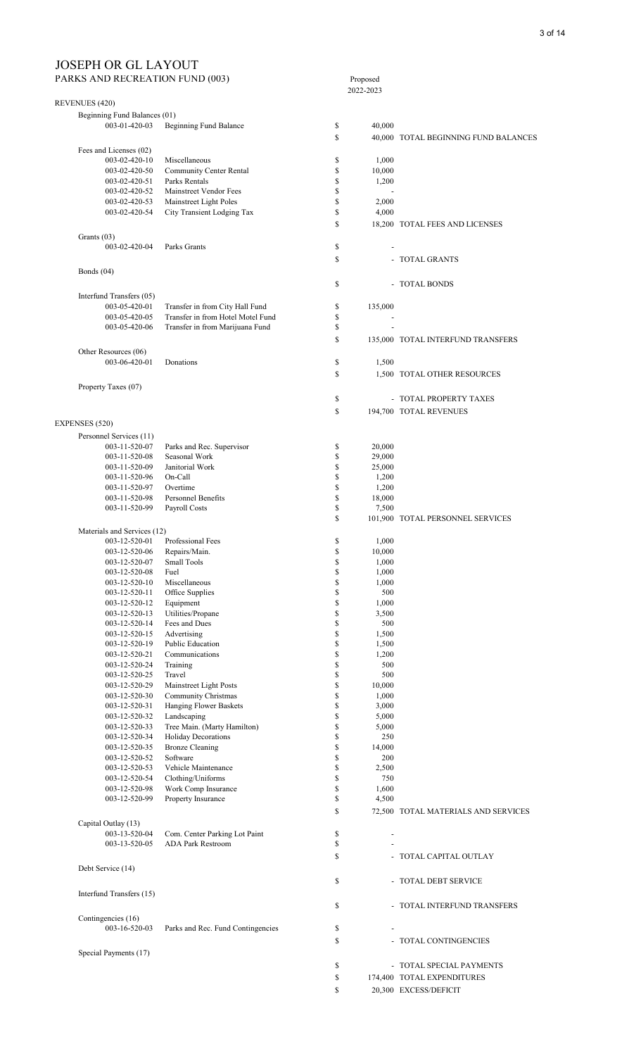# JOSEPH OR GL LAYOUT

## PARKS AND RECREATION FUND (003)

| | | | Proposed 2022-2023 | |
|---|---|---|---|---|
| **REVENUES (420)** | | | | |
| Beginning Fund Balances (01) | | | | |
| 003-01-420-03 | Beginning Fund Balance | $ | 40,000 | |
| | | $ | 40,000 | TOTAL BEGINNING FUND BALANCES |
| Fees and Licenses (02) | | | | |
| 003-02-420-10 | Miscellaneous | $ | 1,000 | |
| 003-02-420-50 | Community Center Rental | $ | 10,000 | |
| 003-02-420-51 | Parks Rentals | $ | 1,200 | |
| 003-02-420-52 | Mainstreet Vendor Fees | $ | - | |
| 003-02-420-53 | Mainstreet Light Poles | $ | 2,000 | |
| 003-02-420-54 | City Transient Lodging Tax | $ | 4,000 | |
| | | $ | 18,200 | TOTAL FEES AND LICENSES |
| Grants (03) | | | | |
| 003-02-420-04 | Parks Grants | $ | - | |
| | | $ | - | TOTAL GRANTS |
| Bonds (04) | | | | |
| | | $ | - | TOTAL BONDS |
| Interfund Transfers (05) | | | | |
| 003-05-420-01 | Transfer in from City Hall Fund | $ | 135,000 | |
| 003-05-420-05 | Transfer in from Hotel Motel Fund | $ | - | |
| 003-05-420-06 | Transfer in from Marijuana Fund | $ | - | |
| | | $ | 135,000 | TOTAL INTERFUND TRANSFERS |
| Other Resources (06) | | | | |
| 003-06-420-01 | Donations | $ | 1,500 | |
| | | $ | 1,500 | TOTAL OTHER RESOURCES |
| Property Taxes (07) | | | | |
| | | $ | - | TOTAL PROPERTY TAXES |
| | | $ | 194,700 | TOTAL REVENUES |
| **EXPENSES (520)** | | | | |
| Personnel Services (11) | | | | |
| 003-11-520-07 | Parks and Rec. Supervisor | $ | 20,000 | |
| 003-11-520-08 | Seasonal Work | $ | 29,000 | |
| 003-11-520-09 | Janitorial Work | $ | 25,000 | |
| 003-11-520-96 | On-Call | $ | 1,200 | |
| 003-11-520-97 | Overtime | $ | 1,200 | |
| 003-11-520-98 | Personnel Benefits | $ | 18,000 | |
| 003-11-520-99 | Payroll Costs | $ | 7,500 | |
| | | $ | 101,900 | TOTAL PERSONNEL SERVICES |
| Materials and Services (12) | | | | |
| 003-12-520-01 | Professional Fees | $ | 1,000 | |
| 003-12-520-06 | Repairs/Main. | $ | 10,000 | |
| 003-12-520-07 | Small Tools | $ | 1,000 | |
| 003-12-520-08 | Fuel | $ | 1,000 | |
| 003-12-520-10 | Miscellaneous | $ | 1,000 | |
| 003-12-520-11 | Office Supplies | $ | 500 | |
| 003-12-520-12 | Equipment | $ | 1,000 | |
| 003-12-520-13 | Utilities/Propane | $ | 3,500 | |
| 003-12-520-14 | Fees and Dues | $ | 500 | |
| 003-12-520-15 | Advertising | $ | 1,500 | |
| 003-12-520-19 | Public Education | $ | 1,500 | |
| 003-12-520-21 | Communications | $ | 1,200 | |
| 003-12-520-24 | Training | $ | 500 | |
| 003-12-520-25 | Travel | $ | 500 | |
| 003-12-520-29 | Mainstreet Light Posts | $ | 10,000 | |
| 003-12-520-30 | Community Christmas | $ | 1,000 | |
| 003-12-520-31 | Hanging Flower Baskets | $ | 3,000 | |
| 003-12-520-32 | Landscaping | $ | 5,000 | |
| 003-12-520-33 | Tree Main. (Marty Hamilton) | $ | 5,000 | |
| 003-12-520-34 | Holiday Decorations | $ | 250 | |
| 003-12-520-35 | Bronze Cleaning | $ | 14,000 | |
| 003-12-520-52 | Software | $ | 200 | |
| 003-12-520-53 | Vehicle Maintenance | $ | 2,500 | |
| 003-12-520-54 | Clothing/Uniforms | $ | 750 | |
| 003-12-520-98 | Work Comp Insurance | $ | 1,600 | |
| 003-12-520-99 | Property Insurance | $ | 4,500 | |
| | | $ | 72,500 | TOTAL MATERIALS AND SERVICES |
| Capital Outlay (13) | | | | |
| 003-13-520-04 | Com. Center Parking Lot Paint | $ | - | |
| 003-13-520-05 | ADA Park Restroom | $ | - | |
| | | $ | - | TOTAL CAPITAL OUTLAY |
| Debt Service (14) | | | | |
| | | $ | - | TOTAL DEBT SERVICE |
| Interfund Transfers (15) | | | | |
| | | $ | - | TOTAL INTERFUND TRANSFERS |
| Contingencies (16) | | | | |
| 003-16-520-03 | Parks and Rec. Fund Contingencies | $ | - | |
| | | $ | - | TOTAL CONTINGENCIES |
| Special Payments (17) | | | | |
| | | $ | - | TOTAL SPECIAL PAYMENTS |
| | | $ | 174,400 | TOTAL EXPENDITURES |
| | | $ | 20,300 | EXCESS/DEFICIT |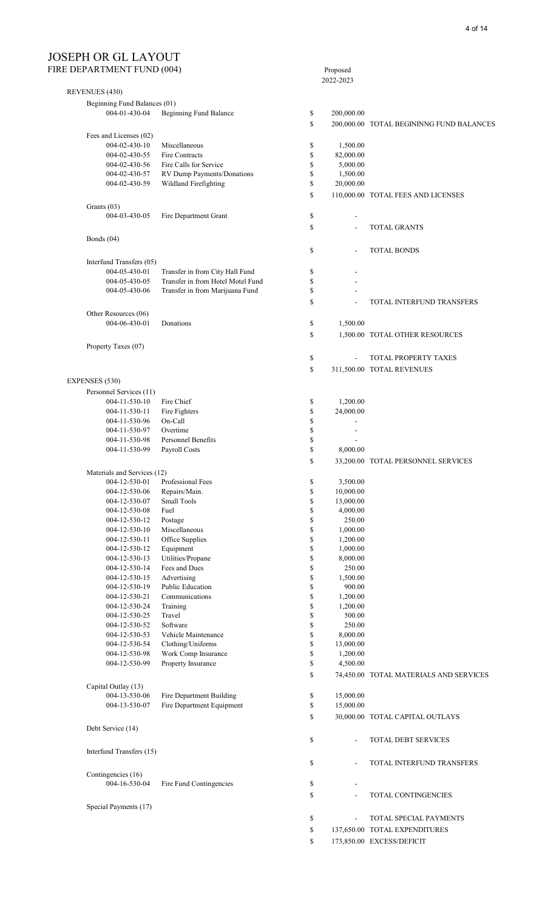# JOSEPH OR GL LAYOUT

## FIRE DEPARTMENT FUND (004)

| Account | Description | | Proposed 2022-2023 | |
|---|---|---|---|---|
| **REVENUES (430)** | | | | |
| Beginning Fund Balances (01) | | | | |
| 004-01-430-04 | Beginning Fund Balance | $ | 200,000.00 | |
| | | $ | 200,000.00 | TOTAL BEGININNG FUND BALANCES |
| Fees and Licenses (02) | | | | |
| 004-02-430-10 | Miscellaneous | $ | 1,500.00 | |
| 004-02-430-55 | Fire Contracts | $ | 82,000.00 | |
| 004-02-430-56 | Fire Calls for Service | $ | 5,000.00 | |
| 004-02-430-57 | RV Dump Payments/Donations | $ | 1,500.00 | |
| 004-02-430-59 | Wildland Firefighting | $ | 20,000.00 | |
| | | $ | 110,000.00 | TOTAL FEES AND LICENSES |
| Grants (03) | | | | |
| 004-03-430-05 | Fire Department Grant | $ | - | |
| | | $ | - | TOTAL GRANTS |
| Bonds (04) | | | | |
| | | $ | - | TOTAL BONDS |
| Interfund Transfers (05) | | | | |
| 004-05-430-01 | Transfer in from City Hall Fund | $ | - | |
| 004-05-430-05 | Transfer in from Hotel Motel Fund | $ | - | |
| 004-05-430-06 | Transfer in from Marijuana Fund | $ | - | |
| | | $ | - | TOTAL INTERFUND TRANSFERS |
| Other Resources (06) | | | | |
| 004-06-430-01 | Donations | $ | 1,500.00 | |
| | | $ | 1,500.00 | TOTAL OTHER RESOURCES |
| Property Taxes (07) | | | | |
| | | $ | - | TOTAL PROPERTY TAXES |
| | | $ | 311,500.00 | TOTAL REVENUES |
| **EXPENSES (530)** | | | | |
| Personnel Services (11) | | | | |
| 004-11-530-10 | Fire Chief | $ | 1,200.00 | |
| 004-11-530-11 | Fire Fighters | $ | 24,000.00 | |
| 004-11-530-96 | On-Call | $ | - | |
| 004-11-530-97 | Overtime | $ | - | |
| 004-11-530-98 | Personnel Benefits | $ | - | |
| 004-11-530-99 | Payroll Costs | $ | 8,000.00 | |
| | | $ | 33,200.00 | TOTAL PERSONNEL SERVICES |
| Materials and Services (12) | | | | |
| 004-12-530-01 | Professional Fees | $ | 3,500.00 | |
| 004-12-530-06 | Repairs/Main. | $ | 10,000.00 | |
| 004-12-530-07 | Small Tools | $ | 13,000.00 | |
| 004-12-530-08 | Fuel | $ | 4,000.00 | |
| 004-12-530-12 | Postage | $ | 250.00 | |
| 004-12-530-10 | Miscellaneous | $ | 1,000.00 | |
| 004-12-530-11 | Office Supplies | $ | 1,200.00 | |
| 004-12-530-12 | Equipment | $ | 1,000.00 | |
| 004-12-530-13 | Utilities/Propane | $ | 8,000.00 | |
| 004-12-530-14 | Fees and Dues | $ | 250.00 | |
| 004-12-530-15 | Advertising | $ | 1,500.00 | |
| 004-12-530-19 | Public Education | $ | 900.00 | |
| 004-12-530-21 | Communications | $ | 1,200.00 | |
| 004-12-530-24 | Training | $ | 1,200.00 | |
| 004-12-530-25 | Travel | $ | 500.00 | |
| 004-12-530-52 | Software | $ | 250.00 | |
| 004-12-530-53 | Vehicle Maintenance | $ | 8,000.00 | |
| 004-12-530-54 | Clothing/Uniforms | $ | 13,000.00 | |
| 004-12-530-98 | Work Comp Insurance | $ | 1,200.00 | |
| 004-12-530-99 | Property Insurance | $ | 4,500.00 | |
| | | $ | 74,450.00 | TOTAL MATERIALS AND SERVICES |
| Capital Outlay (13) | | | | |
| 004-13-530-06 | Fire Department Building | $ | 15,000.00 | |
| 004-13-530-07 | Fire Department Equipment | $ | 15,000.00 | |
| | | $ | 30,000.00 | TOTAL CAPITAL OUTLAYS |
| Debt Service (14) | | | | |
| | | $ | - | TOTAL DEBT SERVICES |
| Interfund Transfers (15) | | | | |
| | | $ | - | TOTAL INTERFUND TRANSFERS |
| Contingencies (16) | | | | |
| 004-16-530-04 | Fire Fund Contingencies | $ | - | |
| | | $ | - | TOTAL CONTINGENCIES |
| Special Payments (17) | | | | |
| | | $ | - | TOTAL SPECIAL PAYMENTS |
| | | $ | 137,650.00 | TOTAL EXPENDITURES |
| | | $ | 173,850.00 | EXCESS/DEFICIT |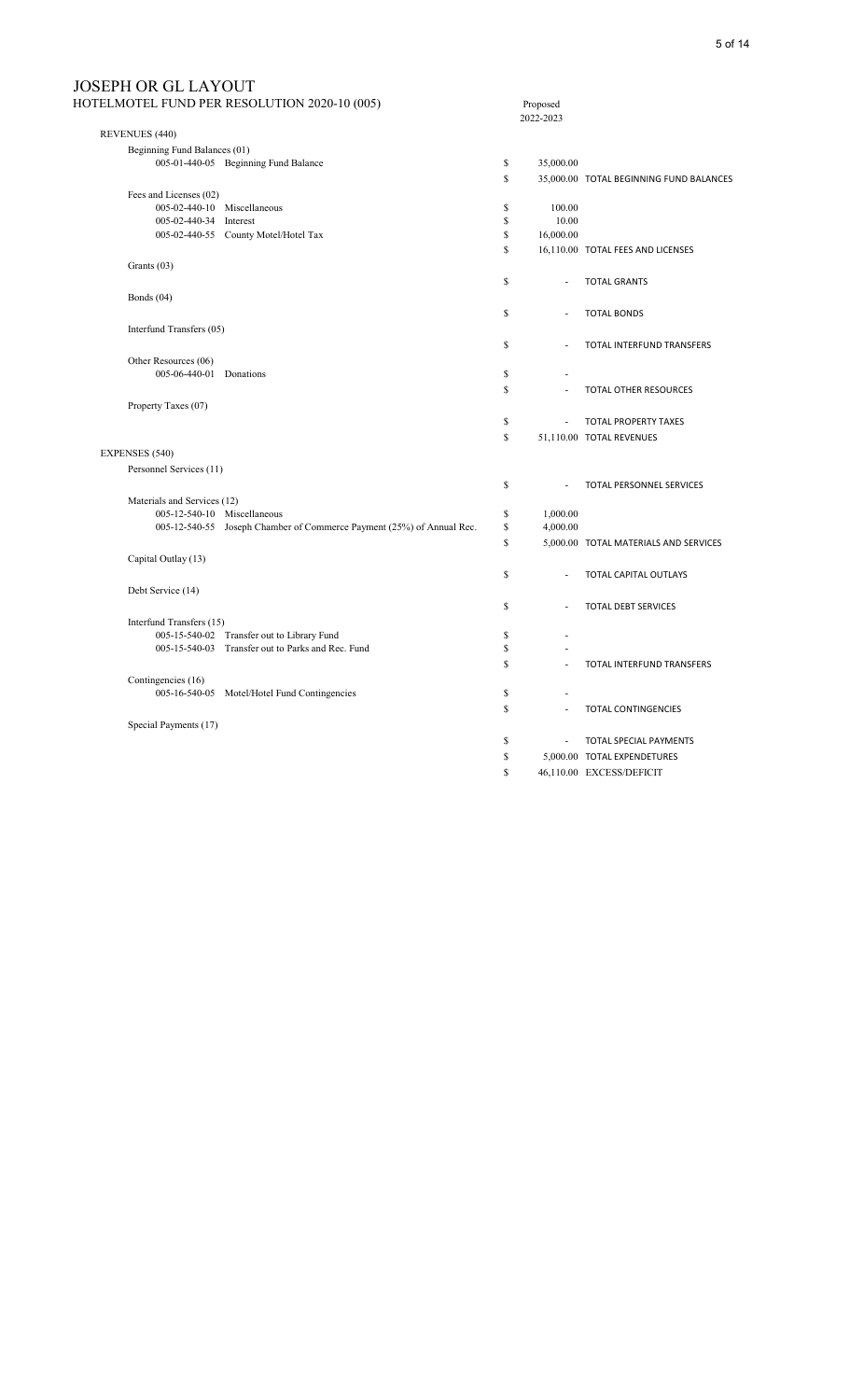# JOSEPH OR GL LAYOUT

## HOTELMOTEL FUND PER RESOLUTION 2020-10 (005)

| Account | Description | | Proposed 2022-2023 | |
|---|---|---|---|---|
| **REVENUES (440)** | | | | |
| Beginning Fund Balances (01) | | | | |
| 005-01-440-05 | Beginning Fund Balance | $ | 35,000.00 | |
| | | $ | 35,000.00 | TOTAL BEGINNING FUND BALANCES |
| Fees and Licenses (02) | | | | |
| 005-02-440-10 | Miscellaneous | $ | 100.00 | |
| 005-02-440-34 | Interest | $ | 10.00 | |
| 005-02-440-55 | County Motel/Hotel Tax | $ | 16,000.00 | |
| | | $ | 16,110.00 | TOTAL FEES AND LICENSES |
| Grants (03) | | | | |
| | | $ | - | TOTAL GRANTS |
| Bonds (04) | | | | |
| | | $ | - | TOTAL BONDS |
| Interfund Transfers (05) | | | | |
| | | $ | - | TOTAL INTERFUND TRANSFERS |
| Other Resources (06) | | | | |
| 005-06-440-01 | Donations | $ | - | |
| | | $ | - | TOTAL OTHER RESOURCES |
| Property Taxes (07) | | | | |
| | | $ | - | TOTAL PROPERTY TAXES |
| | | $ | 51,110.00 | TOTAL REVENUES |
| **EXPENSES (540)** | | | | |
| Personnel Services (11) | | | | |
| | | $ | - | TOTAL PERSONNEL SERVICES |
| Materials and Services (12) | | | | |
| 005-12-540-10 | Miscellaneous | $ | 1,000.00 | |
| 005-12-540-55 | Joseph Chamber of Commerce Payment (25%) of Annual Rec. | $ | 4,000.00 | |
| | | $ | 5,000.00 | TOTAL MATERIALS AND SERVICES |
| Capital Outlay (13) | | | | |
| | | $ | - | TOTAL CAPITAL OUTLAYS |
| Debt Service (14) | | | | |
| | | $ | - | TOTAL DEBT SERVICES |
| Interfund Transfers (15) | | | | |
| 005-15-540-02 | Transfer out to Library Fund | $ | - | |
| 005-15-540-03 | Transfer out to Parks and Rec. Fund | $ | - | |
| | | $ | - | TOTAL INTERFUND TRANSFERS |
| Contingencies (16) | | | | |
| 005-16-540-05 | Motel/Hotel Fund Contingencies | $ | - | |
| | | $ | - | TOTAL CONTINGENCIES |
| Special Payments (17) | | | | |
| | | $ | - | TOTAL SPECIAL PAYMENTS |
| | | $ | 5,000.00 | TOTAL EXPENDETURES |
| | | $ | 46,110.00 | EXCESS/DEFICIT |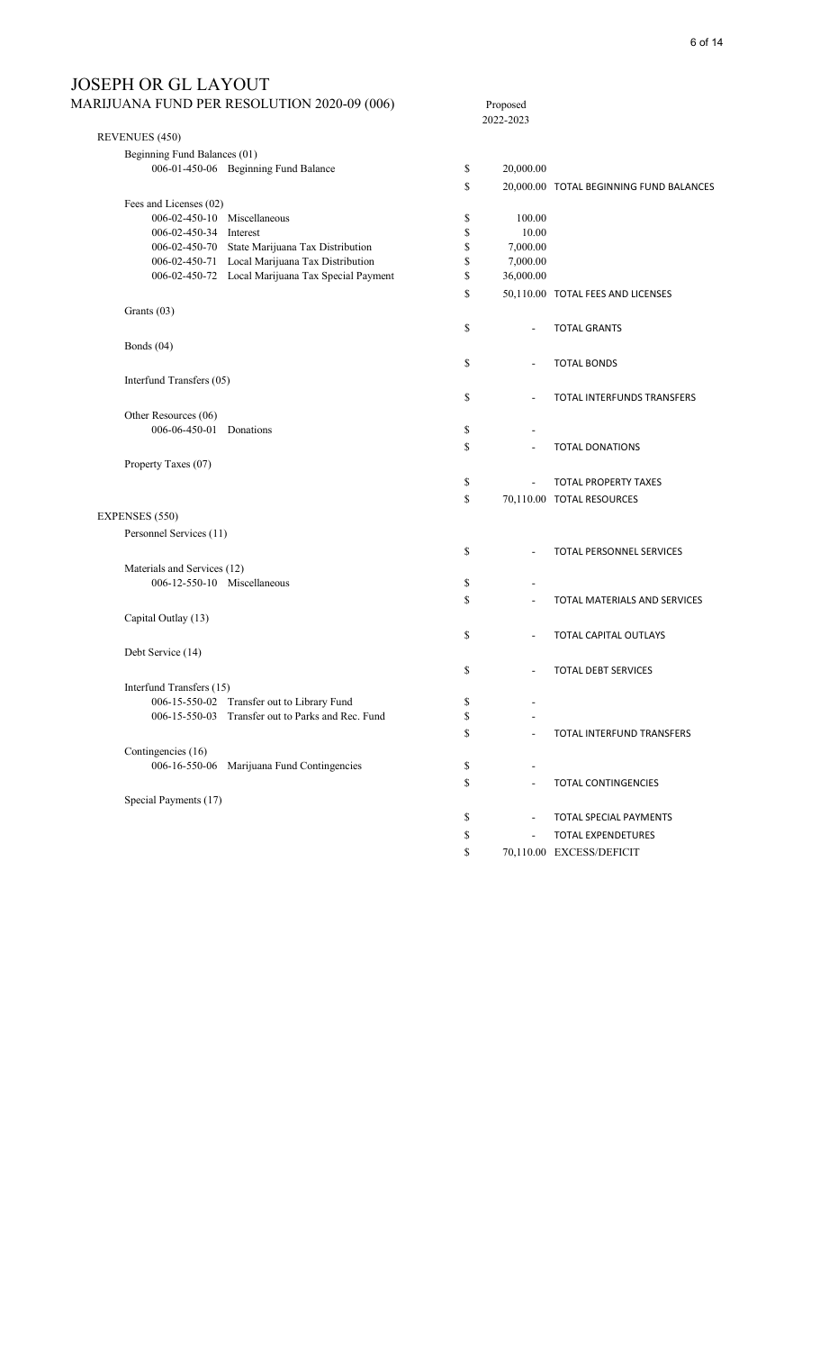# JOSEPH OR GL LAYOUT

## MARIJUANA FUND PER RESOLUTION 2020-09 (006)

| Account | Description | | Proposed 2022-2023 | |
|---|---|---|---|---|
| **REVENUES (450)** | | | | |
| Beginning Fund Balances (01) | | | | |
| 006-01-450-06 | Beginning Fund Balance | $ | 20,000.00 | |
| | | $ | 20,000.00 | TOTAL BEGINNING FUND BALANCES |
| Fees and Licenses (02) | | | | |
| 006-02-450-10 | Miscellaneous | $ | 100.00 | |
| 006-02-450-34 | Interest | $ | 10.00 | |
| 006-02-450-70 | State Marijuana Tax Distribution | $ | 7,000.00 | |
| 006-02-450-71 | Local Marijuana Tax Distribution | $ | 7,000.00 | |
| 006-02-450-72 | Local Marijuana Tax Special Payment | $ | 36,000.00 | |
| | | $ | 50,110.00 | TOTAL FEES AND LICENSES |
| Grants (03) | | | | |
| | | $ | - | TOTAL GRANTS |
| Bonds (04) | | | | |
| | | $ | - | TOTAL BONDS |
| Interfund Transfers (05) | | | | |
| | | $ | - | TOTAL INTERFUNDS TRANSFERS |
| Other Resources (06) | | | | |
| 006-06-450-01 | Donations | $ | - | |
| | | $ | - | TOTAL DONATIONS |
| Property Taxes (07) | | | | |
| | | $ | - | TOTAL PROPERTY TAXES |
| | | $ | 70,110.00 | TOTAL RESOURCES |
| **EXPENSES (550)** | | | | |
| Personnel Services (11) | | | | |
| | | $ | - | TOTAL PERSONNEL SERVICES |
| Materials and Services (12) | | | | |
| 006-12-550-10 | Miscellaneous | $ | - | |
| | | $ | - | TOTAL MATERIALS AND SERVICES |
| Capital Outlay (13) | | | | |
| | | $ | - | TOTAL CAPITAL OUTLAYS |
| Debt Service (14) | | | | |
| | | $ | - | TOTAL DEBT SERVICES |
| Interfund Transfers (15) | | | | |
| 006-15-550-02 | Transfer out to Library Fund | $ | - | |
| 006-15-550-03 | Transfer out to Parks and Rec. Fund | $ | - | |
| | | $ | - | TOTAL INTERFUND TRANSFERS |
| Contingencies (16) | | | | |
| 006-16-550-06 | Marijuana Fund Contingencies | $ | - | |
| | | $ | - | TOTAL CONTINGENCIES |
| Special Payments (17) | | | | |
| | | $ | - | TOTAL SPECIAL PAYMENTS |
| | | $ | - | TOTAL EXPENDETURES |
| | | $ | 70,110.00 | EXCESS/DEFICIT |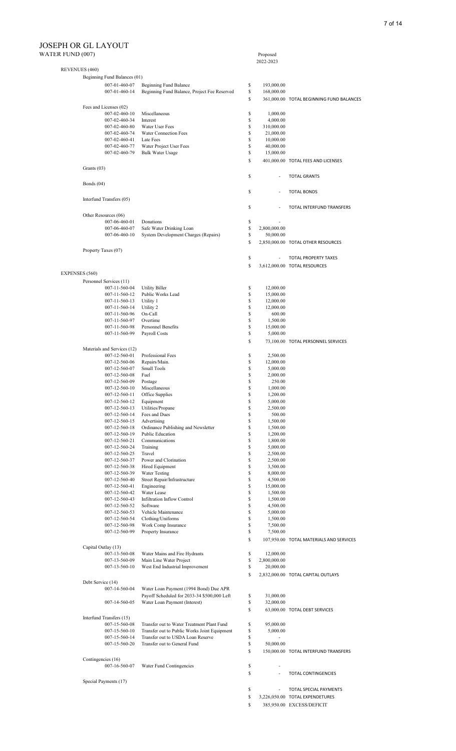# JOSEPH OR GL LAYOUT

## WATER FUND (007)

| Account | Description | Proposed 2022-2023 | |
|---|---|---|---|
| **REVENUES (460)** | | | |
| Beginning Fund Balances (01) | | | |
| 007-01-460-07 | Beginning Fund Balance | $ 193,000.00 | |
| 007-01-460-14 | Beginning Fund Balance, Project Fee Reserved | $ 168,000.00 | |
| | | $ 361,000.00 | TOTAL BEGINNING FUND BALANCES |
| Fees and Licenses (02) | | | |
| 007-02-460-10 | Miscellaneous | $ 1,000.00 | |
| 007-02-460-34 | Interest | $ 4,000.00 | |
| 007-02-460-80 | Water User Fees | $ 310,000.00 | |
| 007-02-460-74 | Water Connection Fees | $ 21,000.00 | |
| 007-02-460-41 | Late Fees | $ 10,000.00 | |
| 007-02-460-77 | Water Project User Fees | $ 40,000.00 | |
| 007-02-460-79 | Bulk Water Usage | $ 15,000.00 | |
| | | $ 401,000.00 | TOTAL FEES AND LICENSES |
| Grants (03) | | | |
| | | $ - | TOTAL GRANTS |
| Bonds (04) | | | |
| | | $ - | TOTAL BONDS |
| Interfund Transfers (05) | | | |
| | | $ - | TOTAL INTERFUND TRANSFERS |
| Other Resources (06) | | | |
| 007-06-460-01 | Donations | $ - | |
| 007-06-460-07 | Safe Water Drinking Loan | $ 2,800,000.00 | |
| 007-06-460-10 | System Development Charges (Repairs) | $ 50,000.00 | |
| | | $ 2,850,000.00 | TOTAL OTHER RESOURCES |
| Property Taxes (07) | | | |
| | | $ - | TOTAL PROPERTY TAXES |
| | | $ 3,612,000.00 | TOTAL RESOURCES |
| **EXPENSES (560)** | | | |
| Personnel Services (11) | | | |
| 007-11-560-04 | Utility Biller | $ 12,000.00 | |
| 007-11-560-12 | Public Works Lead | $ 15,000.00 | |
| 007-11-560-13 | Utility 1 | $ 12,000.00 | |
| 007-11-560-14 | Utility 2 | $ 12,000.00 | |
| 007-11-560-96 | On-Call | $ 600.00 | |
| 007-11-560-97 | Overtime | $ 1,500.00 | |
| 007-11-560-98 | Personnel Benefits | $ 15,000.00 | |
| 007-11-560-99 | Payroll Costs | $ 5,000.00 | |
| | | $ 73,100.00 | TOTAL PERSONNEL SERVICES |
| Materials and Services (12) | | | |
| 007-12-560-01 | Professional Fees | $ 2,500.00 | |
| 007-12-560-06 | Repairs/Main. | $ 12,000.00 | |
| 007-12-560-07 | Small Tools | $ 5,000.00 | |
| 007-12-560-08 | Fuel | $ 2,000.00 | |
| 007-12-560-09 | Postage | $ 250.00 | |
| 007-12-560-10 | Miscellaneous | $ 1,000.00 | |
| 007-12-560-11 | Office Supplies | $ 1,200.00 | |
| 007-12-560-12 | Equipment | $ 5,000.00 | |
| 007-12-560-13 | Utilities/Propane | $ 2,500.00 | |
| 007-12-560-14 | Fees and Dues | $ 500.00 | |
| 007-12-560-15 | Advertising | $ 1,500.00 | |
| 007-12-560-18 | Ordinance Publishing and Newsletter | $ 1,500.00 | |
| 007-12-560-19 | Public Education | $ 1,200.00 | |
| 007-12-560-21 | Communications | $ 1,800.00 | |
| 007-12-560-24 | Training | $ 5,000.00 | |
| 007-12-560-25 | Travel | $ 2,500.00 | |
| 007-12-560-37 | Power and Clorination | $ 2,500.00 | |
| 007-12-560-38 | Hired Equipment | $ 3,500.00 | |
| 007-12-560-39 | Water Testing | $ 8,000.00 | |
| 007-12-560-40 | Street Repair/Infrastructure | $ 4,500.00 | |
| 007-12-560-41 | Engineering | $ 15,000.00 | |
| 007-12-560-42 | Water Lease | $ 1,500.00 | |
| 007-12-560-43 | Infiltration Inflow Control | $ 1,500.00 | |
| 007-12-560-52 | Software | $ 4,500.00 | |
| 007-12-560-53 | Vehicle Maintenance | $ 5,000.00 | |
| 007-12-560-54 | Clothing/Uniforms | $ 1,500.00 | |
| 007-12-560-98 | Work Comp Insurance | $ 7,500.00 | |
| 007-12-560-99 | Property Insurance | $ 7,500.00 | |
| | | $ 107,950.00 | TOTAL MATERIALS AND SERVICES |
| Capital Outlay (13) | | | |
| 007-13-560-08 | Water Mains and Fire Hydrants | $ 12,000.00 | |
| 007-13-560-09 | Main Line Water Project | $ 2,800,000.00 | |
| 007-13-560-10 | West End Industrial Improvement | $ 20,000.00 | |
| | | $ 2,832,000.00 | TOTAL CAPITAL OUTLAYS |
| Debt Service (14) | | | |
| 007-14-560-04 | Water Loan Payment (1994 Bond) Due APR Payoff Scheduled for 2033-34 $500,000 Left | $ 31,000.00 | |
| 007-14-560-05 | Water Loan Payment (Interest) | $ 32,000.00 | |
| | | $ 63,000.00 | TOTAL DEBT SERVICES |
| Interfund Transfers (15) | | | |
| 007-15-560-08 | Transfer out to Water Treatment Plant Fund | $ 95,000.00 | |
| 007-15-560-10 | Transfer out to Public Works Joint Equipment | $ 5,000.00 | |
| 007-15-560-14 | Transfer out to USDA Loan Reserve | $ - | |
| 007-15-560-20 | Transfer out to General Fund | $ 50,000.00 | |
| | | $ 150,000.00 | TOTAL INTERFUND TRANSFERS |
| Contingencies (16) | | | |
| 007-16-560-07 | Water Fund Contingencies | $ - | |
| | | $ - | TOTAL CONTINGENCIES |
| Special Payments (17) | | | |
| | | $ - | TOTAL SPECIAL PAYMENTS |
| | | $ 3,226,050.00 | TOTAL EXPENDETURES |
| | | $ 385,950.00 | EXCESS/DEFICIT |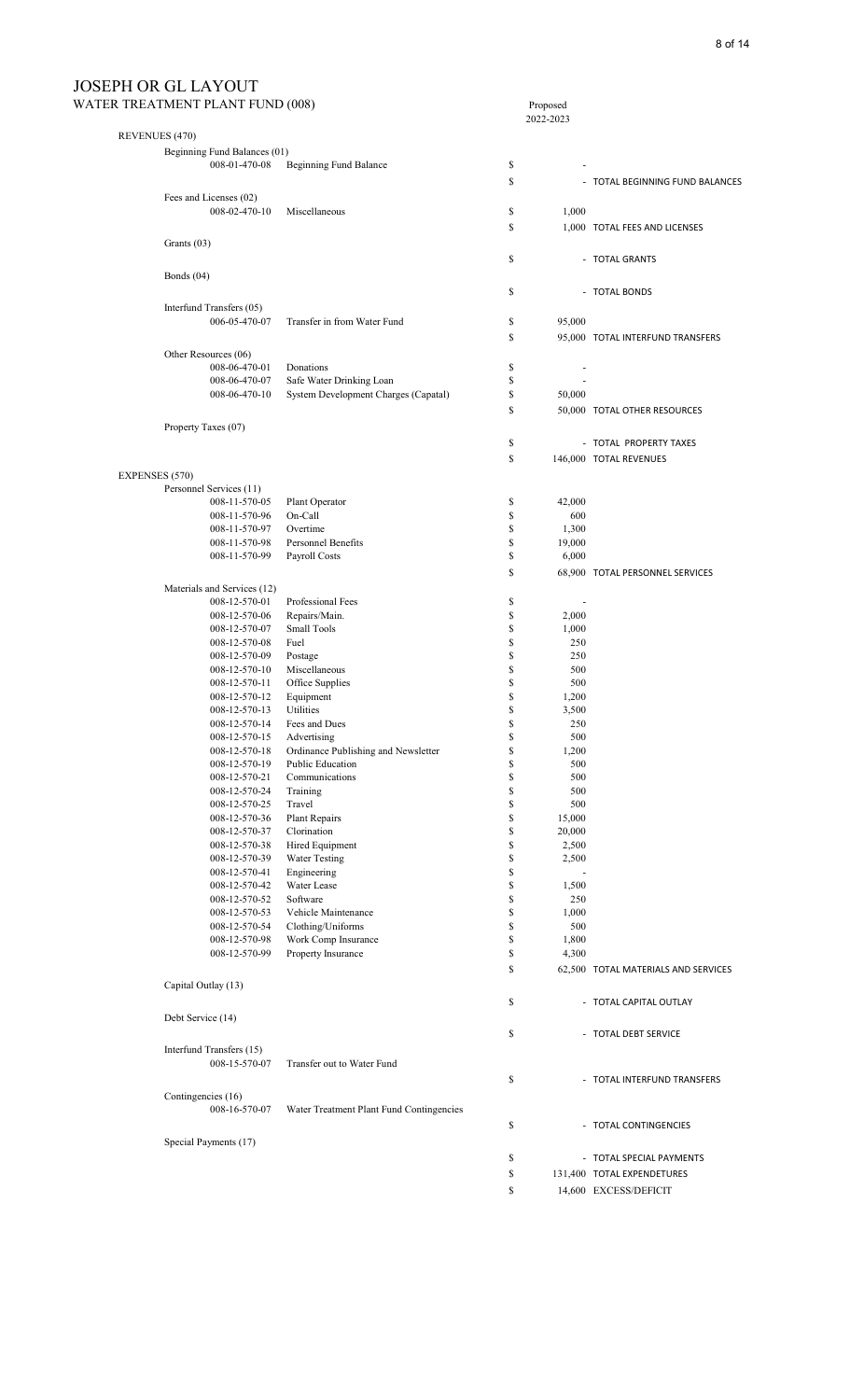# JOSEPH OR GL LAYOUT

## WATER TREATMENT PLANT FUND (008)

| | | | Proposed 2022-2023 | |
|---|---|---|---|---|
| **REVENUES (470)** | | | | |
| Beginning Fund Balances (01) | | | | |
| 008-01-470-08 | Beginning Fund Balance | $ | - | |
| | | $ | - | TOTAL BEGINNING FUND BALANCES |
| Fees and Licenses (02) | | | | |
| 008-02-470-10 | Miscellaneous | $ | 1,000 | |
| | | $ | 1,000 | TOTAL FEES AND LICENSES |
| Grants (03) | | | | |
| | | $ | - | TOTAL GRANTS |
| Bonds (04) | | | | |
| | | $ | - | TOTAL BONDS |
| Interfund Transfers (05) | | | | |
| 006-05-470-07 | Transfer in from Water Fund | $ | 95,000 | |
| | | $ | 95,000 | TOTAL INTERFUND TRANSFERS |
| Other Resources (06) | | | | |
| 008-06-470-01 | Donations | $ | - | |
| 008-06-470-07 | Safe Water Drinking Loan | $ | - | |
| 008-06-470-10 | System Development Charges (Capatal) | $ | 50,000 | |
| | | $ | 50,000 | TOTAL OTHER RESOURCES |
| Property Taxes (07) | | | | |
| | | $ | - | TOTAL PROPERTY TAXES |
| | | $ | 146,000 | TOTAL REVENUES |
| **EXPENSES (570)** | | | | |
| Personnel Services (11) | | | | |
| 008-11-570-05 | Plant Operator | $ | 42,000 | |
| 008-11-570-96 | On-Call | $ | 600 | |
| 008-11-570-97 | Overtime | $ | 1,300 | |
| 008-11-570-98 | Personnel Benefits | $ | 19,000 | |
| 008-11-570-99 | Payroll Costs | $ | 6,000 | |
| | | $ | 68,900 | TOTAL PERSONNEL SERVICES |
| Materials and Services (12) | | | | |
| 008-12-570-01 | Professional Fees | $ | - | |
| 008-12-570-06 | Repairs/Main. | $ | 2,000 | |
| 008-12-570-07 | Small Tools | $ | 1,000 | |
| 008-12-570-08 | Fuel | $ | 250 | |
| 008-12-570-09 | Postage | $ | 250 | |
| 008-12-570-10 | Miscellaneous | $ | 500 | |
| 008-12-570-11 | Office Supplies | $ | 500 | |
| 008-12-570-12 | Equipment | $ | 1,200 | |
| 008-12-570-13 | Utilities | $ | 3,500 | |
| 008-12-570-14 | Fees and Dues | $ | 250 | |
| 008-12-570-15 | Advertising | $ | 500 | |
| 008-12-570-18 | Ordinance Publishing and Newsletter | $ | 1,200 | |
| 008-12-570-19 | Public Education | $ | 500 | |
| 008-12-570-21 | Communications | $ | 500 | |
| 008-12-570-24 | Training | $ | 500 | |
| 008-12-570-25 | Travel | $ | 500 | |
| 008-12-570-36 | Plant Repairs | $ | 15,000 | |
| 008-12-570-37 | Clorination | $ | 20,000 | |
| 008-12-570-38 | Hired Equipment | $ | 2,500 | |
| 008-12-570-39 | Water Testing | $ | 2,500 | |
| 008-12-570-41 | Engineering | $ | - | |
| 008-12-570-42 | Water Lease | $ | 1,500 | |
| 008-12-570-52 | Software | $ | 250 | |
| 008-12-570-53 | Vehicle Maintenance | $ | 1,000 | |
| 008-12-570-54 | Clothing/Uniforms | $ | 500 | |
| 008-12-570-98 | Work Comp Insurance | $ | 1,800 | |
| 008-12-570-99 | Property Insurance | $ | 4,300 | |
| | | $ | 62,500 | TOTAL MATERIALS AND SERVICES |
| Capital Outlay (13) | | | | |
| | | $ | - | TOTAL CAPITAL OUTLAY |
| Debt Service (14) | | | | |
| | | $ | - | TOTAL DEBT SERVICE |
| Interfund Transfers (15) | | | | |
| 008-15-570-07 | Transfer out to Water Fund | | | |
| | | $ | - | TOTAL INTERFUND TRANSFERS |
| Contingencies (16) | | | | |
| 008-16-570-07 | Water Treatment Plant Fund Contingencies | | | |
| | | $ | - | TOTAL CONTINGENCIES |
| Special Payments (17) | | | | |
| | | $ | - | TOTAL SPECIAL PAYMENTS |
| | | $ | 131,400 | TOTAL EXPENDETURES |
| | | $ | 14,600 | EXCESS/DEFICIT |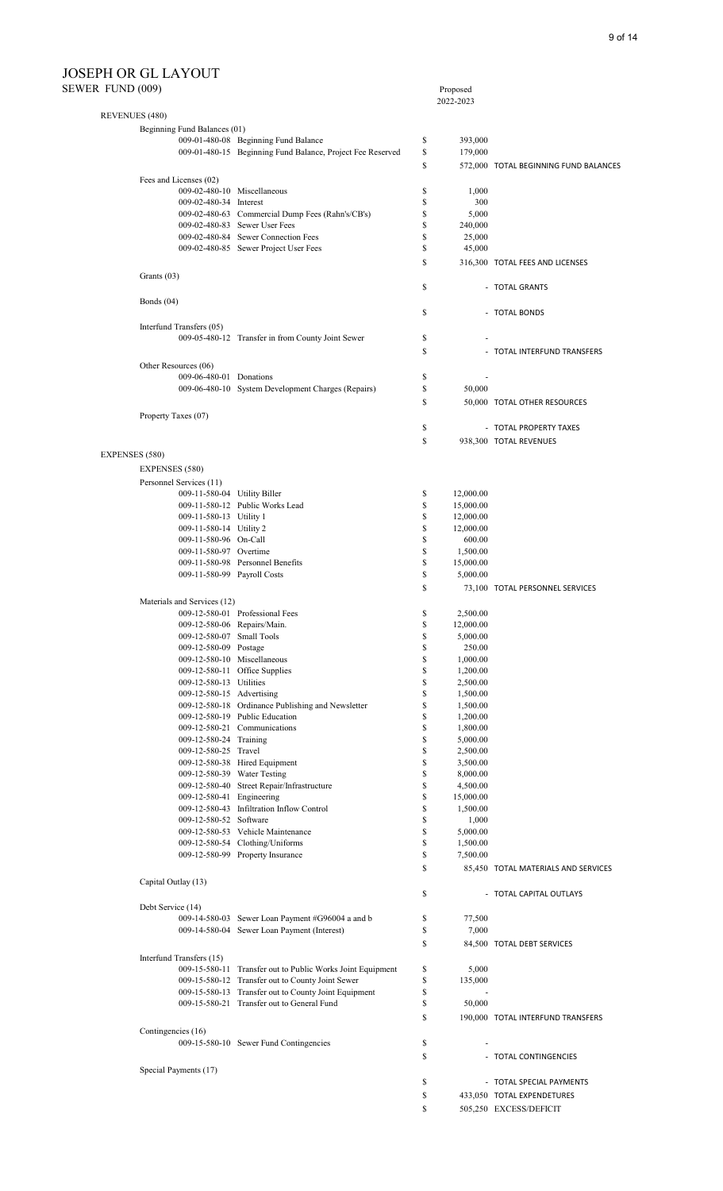# JOSEPH OR GL LAYOUT

## SEWER FUND (009)

| | | | Proposed 2022-2023 | |
|---|---|---|---|---|
| **REVENUES (480)** | | | | |
| Beginning Fund Balances (01) | | | | |
| | 009-01-480-08 | Beginning Fund Balance | $ 393,000 | |
| | 009-01-480-15 | Beginning Fund Balance, Project Fee Reserved | $ 179,000 | |
| | | | $ 572,000 | TOTAL BEGINNING FUND BALANCES |
| Fees and Licenses (02) | | | | |
| | 009-02-480-10 | Miscellaneous | $ 1,000 | |
| | 009-02-480-34 | Interest | $ 300 | |
| | 009-02-480-63 | Commercial Dump Fees (Rahn's/CB's) | $ 5,000 | |
| | 009-02-480-83 | Sewer User Fees | $ 240,000 | |
| | 009-02-480-84 | Sewer Connection Fees | $ 25,000 | |
| | 009-02-480-85 | Sewer Project User Fees | $ 45,000 | |
| | | | $ 316,300 | TOTAL FEES AND LICENSES |
| Grants (03) | | | | |
| | | | $ - | TOTAL GRANTS |
| Bonds (04) | | | | |
| | | | $ - | TOTAL BONDS |
| Interfund Transfers (05) | | | | |
| | 009-05-480-12 | Transfer in from County Joint Sewer | $ - | |
| | | | $ - | TOTAL INTERFUND TRANSFERS |
| Other Resources (06) | | | | |
| | 009-06-480-01 | Donations | $ - | |
| | 009-06-480-10 | System Development Charges (Repairs) | $ 50,000 | |
| | | | $ 50,000 | TOTAL OTHER RESOURCES |
| Property Taxes (07) | | | | |
| | | | $ - | TOTAL PROPERTY TAXES |
| | | | $ 938,300 | TOTAL REVENUES |
| **EXPENSES (580)** | | | | |
| EXPENSES (580) | | | | |
| Personnel Services (11) | | | | |
| | 009-11-580-04 | Utility Biller | $ 12,000.00 | |
| | 009-11-580-12 | Public Works Lead | $ 15,000.00 | |
| | 009-11-580-13 | Utility 1 | $ 12,000.00 | |
| | 009-11-580-14 | Utility 2 | $ 12,000.00 | |
| | 009-11-580-96 | On-Call | $ 600.00 | |
| | 009-11-580-97 | Overtime | $ 1,500.00 | |
| | 009-11-580-98 | Personnel Benefits | $ 15,000.00 | |
| | 009-11-580-99 | Payroll Costs | $ 5,000.00 | |
| | | | $ 73,100 | TOTAL PERSONNEL SERVICES |
| Materials and Services (12) | | | | |
| | 009-12-580-01 | Professional Fees | $ 2,500.00 | |
| | 009-12-580-06 | Repairs/Main. | $ 12,000.00 | |
| | 009-12-580-07 | Small Tools | $ 5,000.00 | |
| | 009-12-580-09 | Postage | $ 250.00 | |
| | 009-12-580-10 | Miscellaneous | $ 1,000.00 | |
| | 009-12-580-11 | Office Supplies | $ 1,200.00 | |
| | 009-12-580-13 | Utilities | $ 2,500.00 | |
| | 009-12-580-15 | Advertising | $ 1,500.00 | |
| | 009-12-580-18 | Ordinance Publishing and Newsletter | $ 1,500.00 | |
| | 009-12-580-19 | Public Education | $ 1,200.00 | |
| | 009-12-580-21 | Communications | $ 1,800.00 | |
| | 009-12-580-24 | Training | $ 5,000.00 | |
| | 009-12-580-25 | Travel | $ 2,500.00 | |
| | 009-12-580-38 | Hired Equipment | $ 3,500.00 | |
| | 009-12-580-39 | Water Testing | $ 8,000.00 | |
| | 009-12-580-40 | Street Repair/Infrastructure | $ 4,500.00 | |
| | 009-12-580-41 | Engineering | $ 15,000.00 | |
| | 009-12-580-43 | Infiltration Inflow Control | $ 1,500.00 | |
| | 009-12-580-52 | Software | $ 1,000 | |
| | 009-12-580-53 | Vehicle Maintenance | $ 5,000.00 | |
| | 009-12-580-54 | Clothing/Uniforms | $ 1,500.00 | |
| | 009-12-580-99 | Property Insurance | $ 7,500.00 | |
| | | | $ 85,450 | TOTAL MATERIALS AND SERVICES |
| Capital Outlay (13) | | | | |
| | | | $ - | TOTAL CAPITAL OUTLAYS |
| Debt Service (14) | | | | |
| | 009-14-580-03 | Sewer Loan Payment #G96004 a and b | $ 77,500 | |
| | 009-14-580-04 | Sewer Loan Payment (Interest) | $ 7,000 | |
| | | | $ 84,500 | TOTAL DEBT SERVICES |
| Interfund Transfers (15) | | | | |
| | 009-15-580-11 | Transfer out to Public Works Joint Equipment | $ 5,000 | |
| | 009-15-580-12 | Transfer out to County Joint Sewer | $ 135,000 | |
| | 009-15-580-13 | Transfer out to County Joint Equipment | $ - | |
| | 009-15-580-21 | Transfer out to General Fund | $ 50,000 | |
| | | | $ 190,000 | TOTAL INTERFUND TRANSFERS |
| Contingencies (16) | | | | |
| | 009-15-580-10 | Sewer Fund Contingencies | $ - | |
| | | | $ - | TOTAL CONTINGENCIES |
| Special Payments (17) | | | | |
| | | | $ - | TOTAL SPECIAL PAYMENTS |
| | | | $ 433,050 | TOTAL EXPENDETURES |
| | | | $ 505,250 | EXCESS/DEFICIT |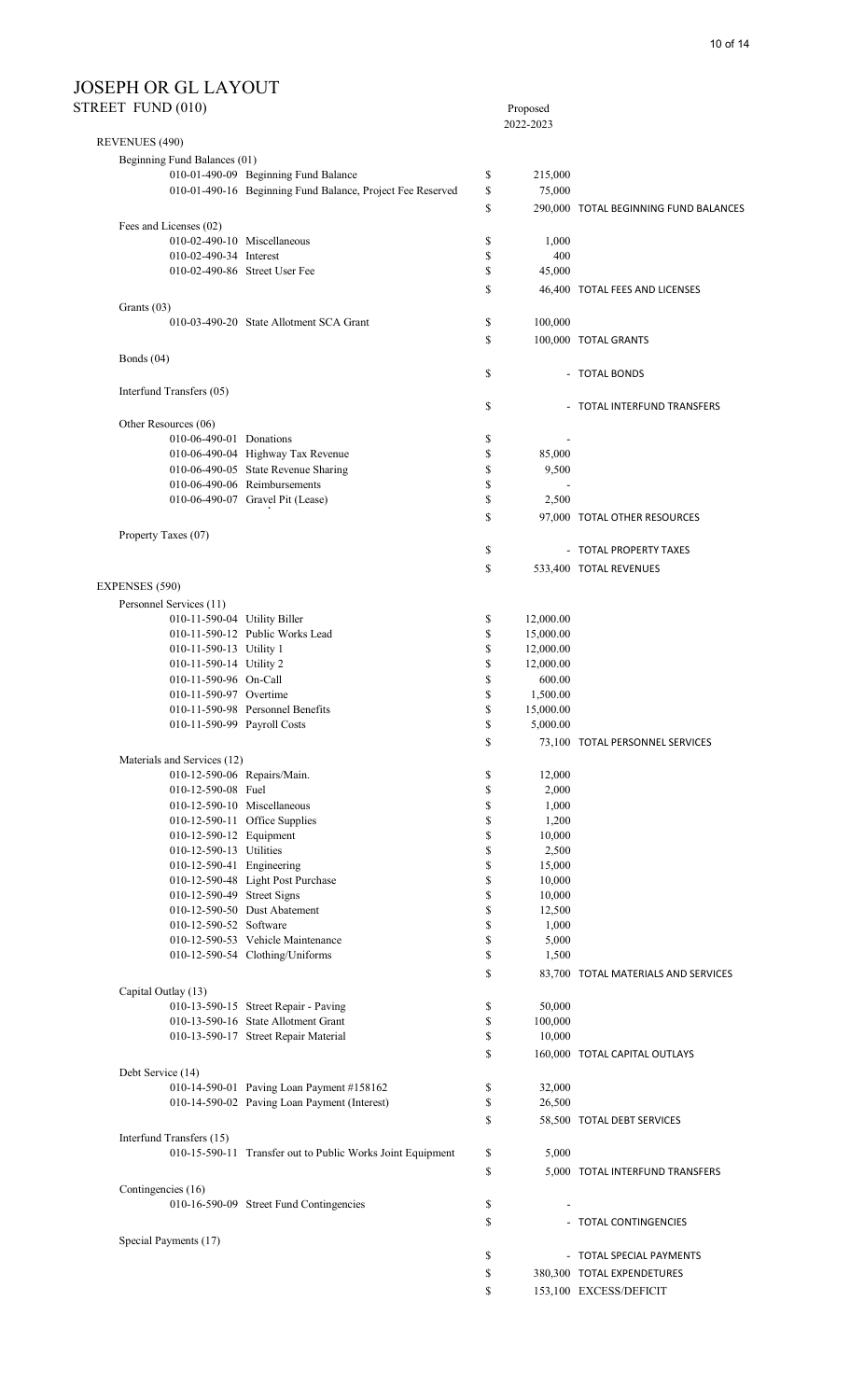# JOSEPH OR GL LAYOUT

## STREET FUND (010)

| Account | Description | | Proposed 2022-2023 | |
|---|---|---|---|---|
| **REVENUES (490)** | | | | |
| Beginning Fund Balances (01) | | | | |
| 010-01-490-09 | Beginning Fund Balance | $ | 215,000 | |
| 010-01-490-16 | Beginning Fund Balance, Project Fee Reserved | $ | 75,000 | |
| | | $ | 290,000 | TOTAL BEGINNING FUND BALANCES |
| Fees and Licenses (02) | | | | |
| 010-02-490-10 | Miscellaneous | $ | 1,000 | |
| 010-02-490-34 | Interest | $ | 400 | |
| 010-02-490-86 | Street User Fee | $ | 45,000 | |
| | | $ | 46,400 | TOTAL FEES AND LICENSES |
| Grants (03) | | | | |
| 010-03-490-20 | State Allotment SCA Grant | $ | 100,000 | |
| | | $ | 100,000 | TOTAL GRANTS |
| Bonds (04) | | | | |
| | | $ | - | TOTAL BONDS |
| Interfund Transfers (05) | | | | |
| | | $ | - | TOTAL INTERFUND TRANSFERS |
| Other Resources (06) | | | | |
| 010-06-490-01 | Donations | $ | - | |
| 010-06-490-04 | Highway Tax Revenue | $ | 85,000 | |
| 010-06-490-05 | State Revenue Sharing | $ | 9,500 | |
| 010-06-490-06 | Reimbursements | $ | - | |
| 010-06-490-07 | Gravel Pit (Lease) | $ | 2,500 | |
| | | $ | 97,000 | TOTAL OTHER RESOURCES |
| Property Taxes (07) | | | | |
| | | $ | - | TOTAL PROPERTY TAXES |
| | | $ | 533,400 | TOTAL REVENUES |
| **EXPENSES (590)** | | | | |
| Personnel Services (11) | | | | |
| 010-11-590-04 | Utility Biller | $ | 12,000.00 | |
| 010-11-590-12 | Public Works Lead | $ | 15,000.00 | |
| 010-11-590-13 | Utility 1 | $ | 12,000.00 | |
| 010-11-590-14 | Utility 2 | $ | 12,000.00 | |
| 010-11-590-96 | On-Call | $ | 600.00 | |
| 010-11-590-97 | Overtime | $ | 1,500.00 | |
| 010-11-590-98 | Personnel Benefits | $ | 15,000.00 | |
| 010-11-590-99 | Payroll Costs | $ | 5,000.00 | |
| | | $ | 73,100 | TOTAL PERSONNEL SERVICES |
| Materials and Services (12) | | | | |
| 010-12-590-06 | Repairs/Main. | $ | 12,000 | |
| 010-12-590-08 | Fuel | $ | 2,000 | |
| 010-12-590-10 | Miscellaneous | $ | 1,000 | |
| 010-12-590-11 | Office Supplies | $ | 1,200 | |
| 010-12-590-12 | Equipment | $ | 10,000 | |
| 010-12-590-13 | Utilities | $ | 2,500 | |
| 010-12-590-41 | Engineering | $ | 15,000 | |
| 010-12-590-48 | Light Post Purchase | $ | 10,000 | |
| 010-12-590-49 | Street Signs | $ | 10,000 | |
| 010-12-590-50 | Dust Abatement | $ | 12,500 | |
| 010-12-590-52 | Software | $ | 1,000 | |
| 010-12-590-53 | Vehicle Maintenance | $ | 5,000 | |
| 010-12-590-54 | Clothing/Uniforms | $ | 1,500 | |
| | | $ | 83,700 | TOTAL MATERIALS AND SERVICES |
| Capital Outlay (13) | | | | |
| 010-13-590-15 | Street Repair - Paving | $ | 50,000 | |
| 010-13-590-16 | State Allotment Grant | $ | 100,000 | |
| 010-13-590-17 | Street Repair Material | $ | 10,000 | |
| | | $ | 160,000 | TOTAL CAPITAL OUTLAYS |
| Debt Service (14) | | | | |
| 010-14-590-01 | Paving Loan Payment #158162 | $ | 32,000 | |
| 010-14-590-02 | Paving Loan Payment (Interest) | $ | 26,500 | |
| | | $ | 58,500 | TOTAL DEBT SERVICES |
| Interfund Transfers (15) | | | | |
| 010-15-590-11 | Transfer out to Public Works Joint Equipment | $ | 5,000 | |
| | | $ | 5,000 | TOTAL INTERFUND TRANSFERS |
| Contingencies (16) | | | | |
| 010-16-590-09 | Street Fund Contingencies | $ | - | |
| | | $ | - | TOTAL CONTINGENCIES |
| Special Payments (17) | | | | |
| | | $ | - | TOTAL SPECIAL PAYMENTS |
| | | $ | 380,300 | TOTAL EXPENDETURES |
| | | $ | 153,100 | EXCESS/DEFICIT |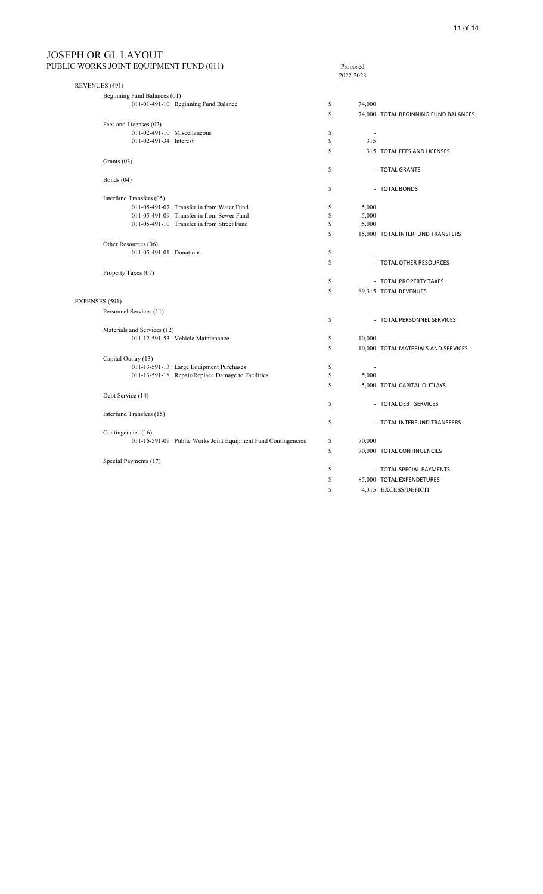# JOSEPH OR GL LAYOUT

## PUBLIC WORKS JOINT EQUIPMENT FUND (011)

| | | | Proposed 2022-2023 | |
|---|---|---|---|---|
| **REVENUES (491)** | | | | |
| Beginning Fund Balances (01) | | | | |
| | 011-01-491-10 | Beginning Fund Balance | $ 74,000 | |
| | | | $ 74,000 | TOTAL BEGINNING FUND BALANCES |
| Fees and Licenses (02) | | | | |
| | 011-02-491-10 | Miscellaneous | $ - | |
| | 011-02-491-34 | Interest | $ 315 | |
| | | | $ 315 | TOTAL FEES AND LICENSES |
| Grants (03) | | | | |
| | | | $ - | TOTAL GRANTS |
| Bonds (04) | | | | |
| | | | $ - | TOTAL BONDS |
| Interfund Transfers (05) | | | | |
| | 011-05-491-07 | Transfer in from Water Fund | $ 5,000 | |
| | 011-05-491-09 | Transfer in from Sewer Fund | $ 5,000 | |
| | 011-05-491-10 | Transfer in from Street Fund | $ 5,000 | |
| | | | $ 15,000 | TOTAL INTERFUND TRANSFERS |
| Other Resources (06) | | | | |
| | 011-05-491-01 | Donations | $ - | |
| | | | $ - | TOTAL OTHER RESOURCES |
| Property Taxes (07) | | | | |
| | | | $ - | TOTAL PROPERTY TAXES |
| | | | $ 89,315 | TOTAL REVENUES |
| **EXPENSES (591)** | | | | |
| Personnel Services (11) | | | | |
| | | | $ - | TOTAL PERSONNEL SERVICES |
| Materials and Services (12) | | | | |
| | 011-12-591-53 | Vehicle Maintenance | $ 10,000 | |
| | | | $ 10,000 | TOTAL MATERIALS AND SERVICES |
| Capital Outlay (13) | | | | |
| | 011-13-591-13 | Large Equipment Purchases | $ - | |
| | 011-13-591-18 | Repair/Replace Damage to Facilities | $ 5,000 | |
| | | | $ 5,000 | TOTAL CAPITAL OUTLAYS |
| Debt Service (14) | | | | |
| | | | $ - | TOTAL DEBT SERVICES |
| Interfund Transfers (15) | | | | |
| | | | $ - | TOTAL INTERFUND TRANSFERS |
| Contingencies (16) | | | | |
| | 011-16-591-09 | Public Works Joint Equipment Fund Contingencies | $ 70,000 | |
| | | | $ 70,000 | TOTAL CONTINGENCIES |
| Special Payments (17) | | | | |
| | | | $ - | TOTAL SPECIAL PAYMENTS |
| | | | $ 85,000 | TOTAL EXPENDETURES |
| | | | $ 4,315 | EXCESS/DEFICIT |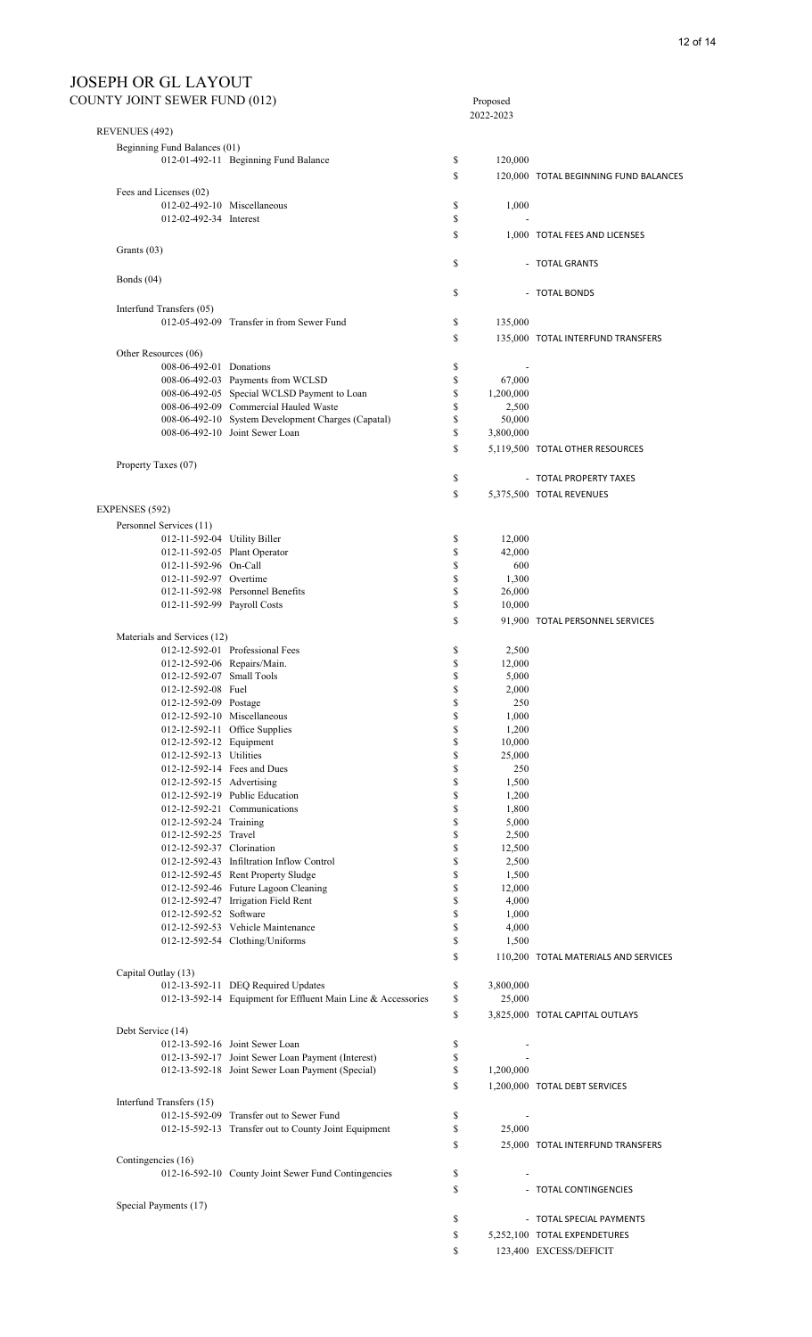# JOSEPH OR GL LAYOUT

## COUNTY JOINT SEWER FUND (012)

| Account | Description | | Proposed 2022-2023 | |
|---|---|---|---|---|
| **REVENUES (492)** | | | | |
| Beginning Fund Balances (01) | | | | |
| 012-01-492-11 | Beginning Fund Balance | $ | 120,000 | |
| | | $ | 120,000 | TOTAL BEGINNING FUND BALANCES |
| Fees and Licenses (02) | | | | |
| 012-02-492-10 | Miscellaneous | $ | 1,000 | |
| 012-02-492-34 | Interest | $ | - | |
| | | $ | 1,000 | TOTAL FEES AND LICENSES |
| Grants (03) | | | | |
| | | $ | - | TOTAL GRANTS |
| Bonds (04) | | | | |
| | | $ | - | TOTAL BONDS |
| Interfund Transfers (05) | | | | |
| 012-05-492-09 | Transfer in from Sewer Fund | $ | 135,000 | |
| | | $ | 135,000 | TOTAL INTERFUND TRANSFERS |
| Other Resources (06) | | | | |
| 008-06-492-01 | Donations | $ | - | |
| 008-06-492-03 | Payments from WCLSD | $ | 67,000 | |
| 008-06-492-05 | Special WCLSD Payment to Loan | $ | 1,200,000 | |
| 008-06-492-09 | Commercial Hauled Waste | $ | 2,500 | |
| 008-06-492-10 | System Development Charges (Capatal) | $ | 50,000 | |
| 008-06-492-10 | Joint Sewer Loan | $ | 3,800,000 | |
| | | $ | 5,119,500 | TOTAL OTHER RESOURCES |
| Property Taxes (07) | | | | |
| | | $ | - | TOTAL PROPERTY TAXES |
| | | $ | 5,375,500 | TOTAL REVENUES |
| **EXPENSES (592)** | | | | |
| Personnel Services (11) | | | | |
| 012-11-592-04 | Utility Biller | $ | 12,000 | |
| 012-11-592-05 | Plant Operator | $ | 42,000 | |
| 012-11-592-96 | On-Call | $ | 600 | |
| 012-11-592-97 | Overtime | $ | 1,300 | |
| 012-11-592-98 | Personnel Benefits | $ | 26,000 | |
| 012-11-592-99 | Payroll Costs | $ | 10,000 | |
| | | $ | 91,900 | TOTAL PERSONNEL SERVICES |
| Materials and Services (12) | | | | |
| 012-12-592-01 | Professional Fees | $ | 2,500 | |
| 012-12-592-06 | Repairs/Main. | $ | 12,000 | |
| 012-12-592-07 | Small Tools | $ | 5,000 | |
| 012-12-592-08 | Fuel | $ | 2,000 | |
| 012-12-592-09 | Postage | $ | 250 | |
| 012-12-592-10 | Miscellaneous | $ | 1,000 | |
| 012-12-592-11 | Office Supplies | $ | 1,200 | |
| 012-12-592-12 | Equipment | $ | 10,000 | |
| 012-12-592-13 | Utilities | $ | 25,000 | |
| 012-12-592-14 | Fees and Dues | $ | 250 | |
| 012-12-592-15 | Advertising | $ | 1,500 | |
| 012-12-592-19 | Public Education | $ | 1,200 | |
| 012-12-592-21 | Communications | $ | 1,800 | |
| 012-12-592-24 | Training | $ | 5,000 | |
| 012-12-592-25 | Travel | $ | 2,500 | |
| 012-12-592-37 | Clorination | $ | 12,500 | |
| 012-12-592-43 | Infiltration Inflow Control | $ | 2,500 | |
| 012-12-592-45 | Rent Property Sludge | $ | 1,500 | |
| 012-12-592-46 | Future Lagoon Cleaning | $ | 12,000 | |
| 012-12-592-47 | Irrigation Field Rent | $ | 4,000 | |
| 012-12-592-52 | Software | $ | 1,000 | |
| 012-12-592-53 | Vehicle Maintenance | $ | 4,000 | |
| 012-12-592-54 | Clothing/Uniforms | $ | 1,500 | |
| | | $ | 110,200 | TOTAL MATERIALS AND SERVICES |
| Capital Outlay (13) | | | | |
| 012-13-592-11 | DEQ Required Updates | $ | 3,800,000 | |
| 012-13-592-14 | Equipment for Effluent Main Line & Accessories | $ | 25,000 | |
| | | $ | 3,825,000 | TOTAL CAPITAL OUTLAYS |
| Debt Service (14) | | | | |
| 012-13-592-16 | Joint Sewer Loan | $ | - | |
| 012-13-592-17 | Joint Sewer Loan Payment (Interest) | $ | - | |
| 012-13-592-18 | Joint Sewer Loan Payment (Special) | $ | 1,200,000 | |
| | | $ | 1,200,000 | TOTAL DEBT SERVICES |
| Interfund Transfers (15) | | | | |
| 012-15-592-09 | Transfer out to Sewer Fund | $ | - | |
| 012-15-592-13 | Transfer out to County Joint Equipment | $ | 25,000 | |
| | | $ | 25,000 | TOTAL INTERFUND TRANSFERS |
| Contingencies (16) | | | | |
| 012-16-592-10 | County Joint Sewer Fund Contingencies | $ | - | |
| | | $ | - | TOTAL CONTINGENCIES |
| Special Payments (17) | | | | |
| | | $ | - | TOTAL SPECIAL PAYMENTS |
| | | $ | 5,252,100 | TOTAL EXPENDETURES |
| | | $ | 123,400 | EXCESS/DEFICIT |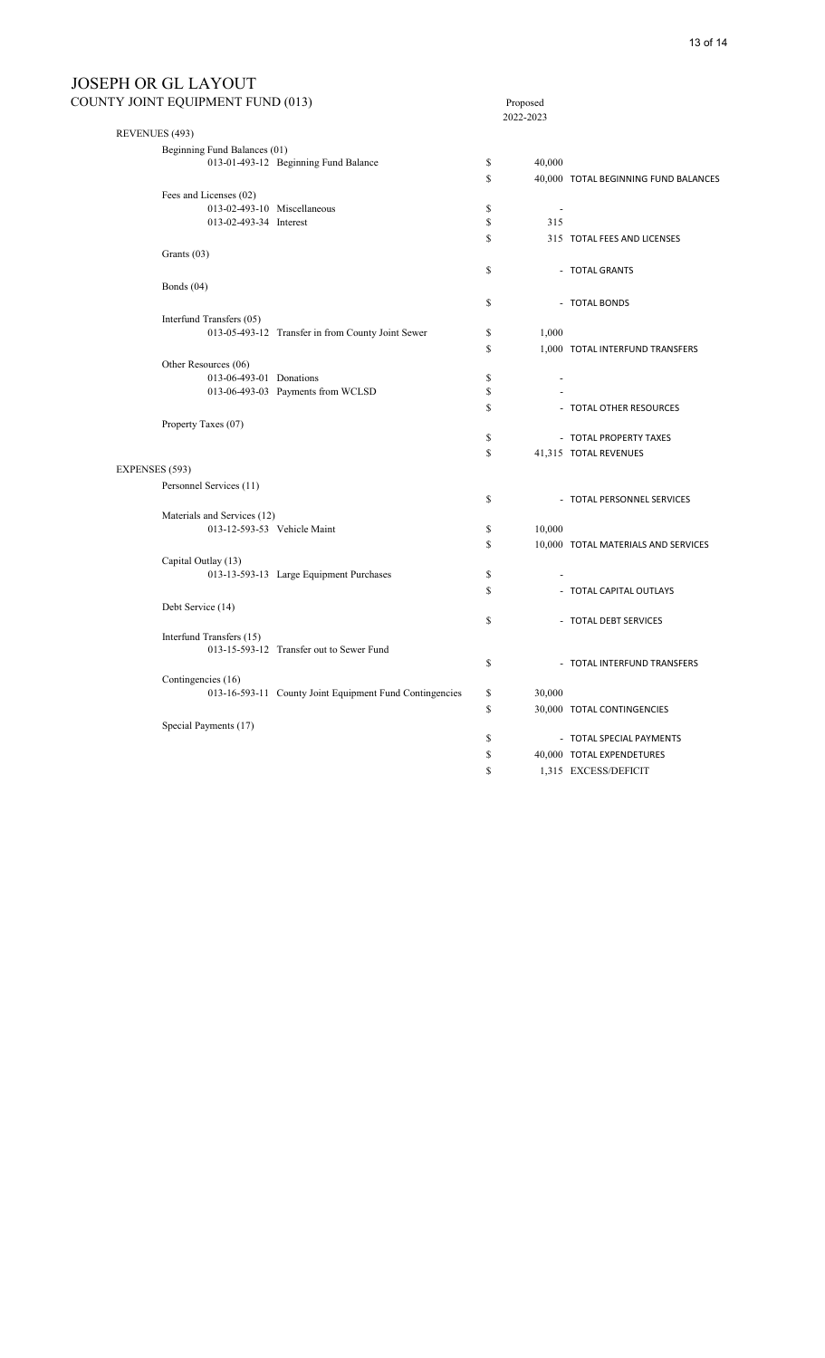# JOSEPH OR GL LAYOUT

## COUNTY JOINT EQUIPMENT FUND (013)

| | | Proposed 2022-2023 | |
|---|---|---|---|
| **REVENUES (493)** | | | |
| Beginning Fund Balances (01) | | | |
| 013-01-493-12 | Beginning Fund Balance | $ 40,000 | |
| | | $ 40,000 | TOTAL BEGINNING FUND BALANCES |
| Fees and Licenses (02) | | | |
| 013-02-493-10 | Miscellaneous | $ - | |
| 013-02-493-34 | Interest | $ 315 | |
| | | $ 315 | TOTAL FEES AND LICENSES |
| Grants (03) | | | |
| | | $ - | TOTAL GRANTS |
| Bonds (04) | | | |
| | | $ - | TOTAL BONDS |
| Interfund Transfers (05) | | | |
| 013-05-493-12 | Transfer in from County Joint Sewer | $ 1,000 | |
| | | $ 1,000 | TOTAL INTERFUND TRANSFERS |
| Other Resources (06) | | | |
| 013-06-493-01 | Donations | $ - | |
| 013-06-493-03 | Payments from WCLSD | $ - | |
| | | $ - | TOTAL OTHER RESOURCES |
| Property Taxes (07) | | | |
| | | $ - | TOTAL PROPERTY TAXES |
| | | $ 41,315 | TOTAL REVENUES |
| **EXPENSES (593)** | | | |
| Personnel Services (11) | | | |
| | | $ - | TOTAL PERSONNEL SERVICES |
| Materials and Services (12) | | | |
| 013-12-593-53 | Vehicle Maint | $ 10,000 | |
| | | $ 10,000 | TOTAL MATERIALS AND SERVICES |
| Capital Outlay (13) | | | |
| 013-13-593-13 | Large Equipment Purchases | $ - | |
| | | $ - | TOTAL CAPITAL OUTLAYS |
| Debt Service (14) | | | |
| | | $ - | TOTAL DEBT SERVICES |
| Interfund Transfers (15) | | | |
| 013-15-593-12 | Transfer out to Sewer Fund | | |
| | | $ - | TOTAL INTERFUND TRANSFERS |
| Contingencies (16) | | | |
| 013-16-593-11 | County Joint Equipment Fund Contingencies | $ 30,000 | |
| | | $ 30,000 | TOTAL CONTINGENCIES |
| Special Payments (17) | | | |
| | | $ - | TOTAL SPECIAL PAYMENTS |
| | | $ 40,000 | TOTAL EXPENDETURES |
| | | $ 1,315 | EXCESS/DEFICIT |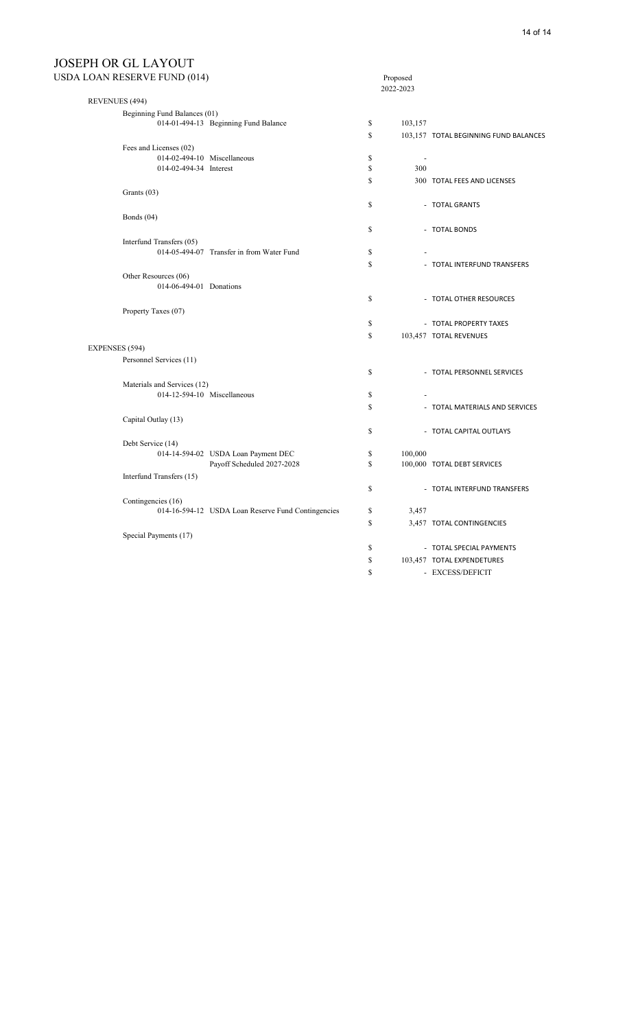# JOSEPH OR GL LAYOUT

## USDA LOAN RESERVE FUND (014)

| | | | Proposed 2022-2023 | |
|---|---|---|---|---|
| REVENUES (494) | | | | |
| Beginning Fund Balances (01) | | | | |
| 014-01-494-13 | Beginning Fund Balance | $ | 103,157 | |
| | | $ | 103,157 | TOTAL BEGINNING FUND BALANCES |
| Fees and Licenses (02) | | | | |
| 014-02-494-10 | Miscellaneous | $ | - | |
| 014-02-494-34 | Interest | $ | 300 | |
| | | $ | 300 | TOTAL FEES AND LICENSES |
| Grants (03) | | | | |
| | | $ | - | TOTAL GRANTS |
| Bonds (04) | | | | |
| | | $ | - | TOTAL BONDS |
| Interfund Transfers (05) | | | | |
| 014-05-494-07 | Transfer in from Water Fund | $ | - | |
| | | $ | - | TOTAL INTERFUND TRANSFERS |
| Other Resources (06) | | | | |
| 014-06-494-01 | Donations | | | |
| | | $ | - | TOTAL OTHER RESOURCES |
| Property Taxes (07) | | | | |
| | | $ | - | TOTAL PROPERTY TAXES |
| | | $ | 103,457 | TOTAL REVENUES |
| EXPENSES (594) | | | | |
| Personnel Services (11) | | | | |
| | | $ | - | TOTAL PERSONNEL SERVICES |
| Materials and Services (12) | | | | |
| 014-12-594-10 | Miscellaneous | $ | - | |
| | | $ | - | TOTAL MATERIALS AND SERVICES |
| Capital Outlay (13) | | | | |
| | | $ | - | TOTAL CAPITAL OUTLAYS |
| Debt Service (14) | | | | |
| 014-14-594-02 | USDA Loan Payment DEC | $ | 100,000 | |
| | Payoff Scheduled 2027-2028 | $ | 100,000 | TOTAL DEBT SERVICES |
| Interfund Transfers (15) | | | | |
| | | $ | - | TOTAL INTERFUND TRANSFERS |
| Contingencies (16) | | | | |
| 014-16-594-12 | USDA Loan Reserve Fund Contingencies | $ | 3,457 | |
| | | $ | 3,457 | TOTAL CONTINGENCIES |
| Special Payments (17) | | | | |
| | | $ | - | TOTAL SPECIAL PAYMENTS |
| | | $ | 103,457 | TOTAL EXPENDETURES |
| | | $ | - | EXCESS/DEFICIT |